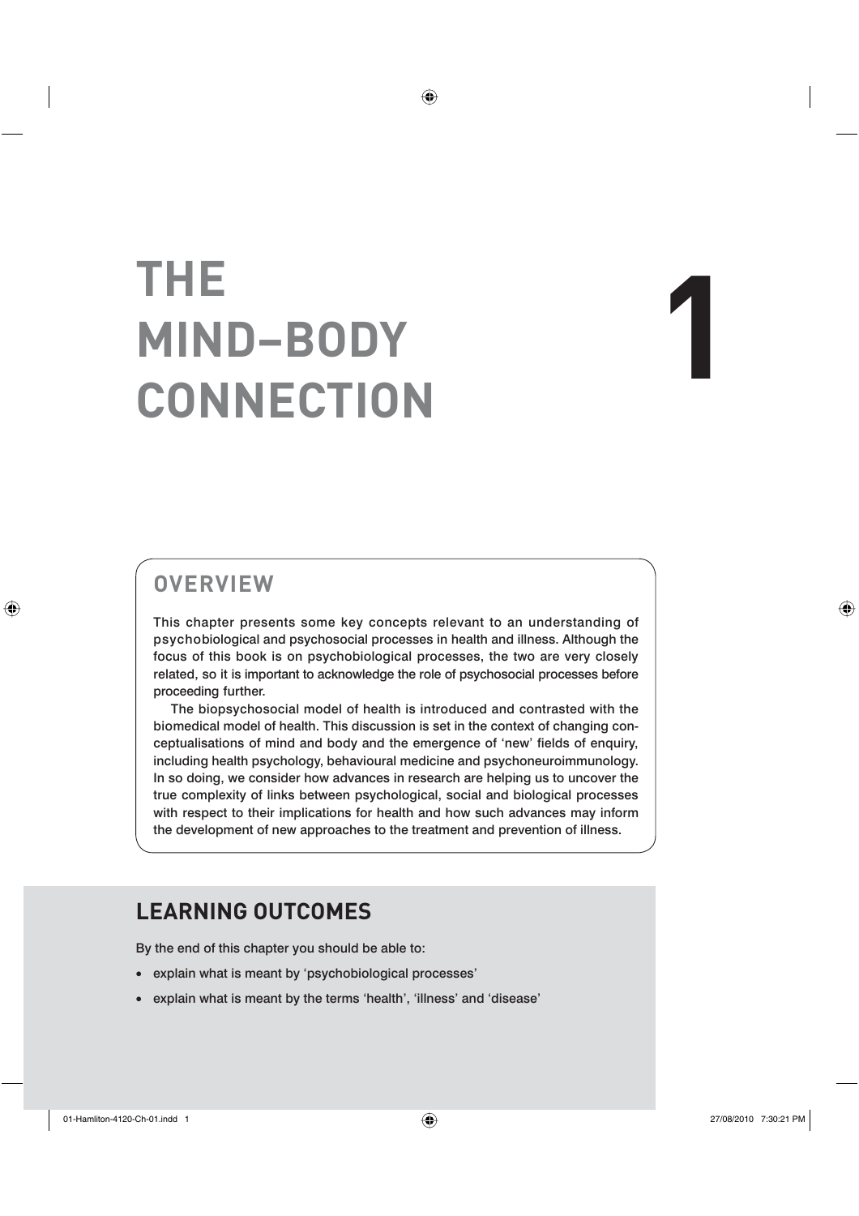# 1 THE MIND–BODY CONNECTION

## OVERVIEW

This chapter presents some key concepts relevant to an understanding of psychobiological and psychosocial processes in health and illness. Although the focus of this book is on psychobiological processes, the two are very closely related, so it is important to acknowledge the role of psychosocial processes before proceeding further.

The biopsychosocial model of health is introduced and contrasted with the biomedical model of health. This discussion is set in the context of changing conceptualisations of mind and body and the emergence of 'new' fields of enquiry, including health psychology, behavioural medicine and psychoneuroimmunology. In so doing, we consider how advances in research are helping us to uncover the true complexity of links between psychological, social and biological processes with respect to their implications for health and how such advances may inform the development of new approaches to the treatment and prevention of illness.

## LEARNING OUTCOMES

By the end of this chapter you should be able to:

- explain what is meant by 'psychobiological processes'
- explain what is meant by the terms 'health', 'illness' and 'disease'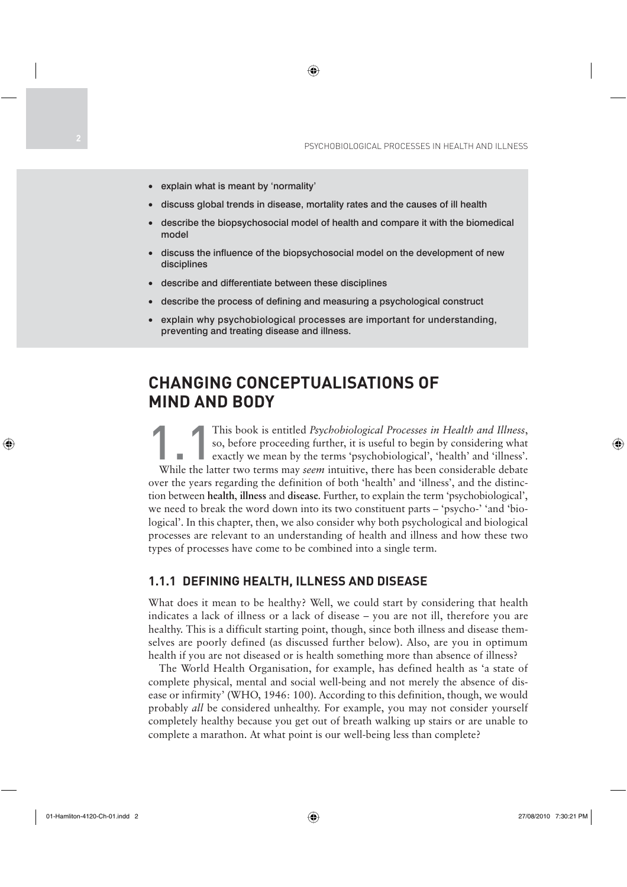- explain what is meant by 'normality'
- discuss global trends in disease, mortality rates and the causes of ill health
- describe the biopsychosocial model of health and compare it with the biomedical model
- discuss the influence of the biopsychosocial model on the development of new disciplines
- describe and differentiate between these disciplines
- describe the process of defining and measuring a psychological construct
- explain why psychobiological processes are important for understanding, preventing and treating disease and illness.

# CHANGING CONCEPTUALISATIONS OF MIND AND BODY

**1.1** This book is entitled *Psychobiological Processes in Health and Illness*, so, before proceeding further, it is useful to begin by considering what exactly we mean by the terms 'psychobiological', 'health' and 'illness'. While the latter two terms may *seem* intuitive, there has been considerable debate over the years regarding the definition of both 'health' and 'illness', and the distinction between **health**, **illness** and **disease**. Further, to explain the term 'psychobiological', we need to break the word down into its two constituent parts – 'psycho-' 'and 'biological'. In this chapter, then, we also consider why both psychological and biological processes are relevant to an understanding of health and illness and how these two types of processes have come to be combined into a single term.

## 1.1.1 DEFINING HEALTH, ILLNESS AND DISEASE

What does it mean to be healthy? Well, we could start by considering that health indicates a lack of illness or a lack of disease – you are not ill, therefore you are healthy. This is a difficult starting point, though, since both illness and disease themselves are poorly defined (as discussed further below). Also, are you in optimum health if you are not diseased or is health something more than absence of illness?

The World Health Organisation, for example, has defined health as 'a state of complete physical, mental and social well-being and not merely the absence of disease or infirmity' (WHO, 1946: 100). According to this definition, though, we would probably *all* be considered unhealthy. For example, you may not consider yourself completely healthy because you get out of breath walking up stairs or are unable to complete a marathon. At what point is our well-being less than complete?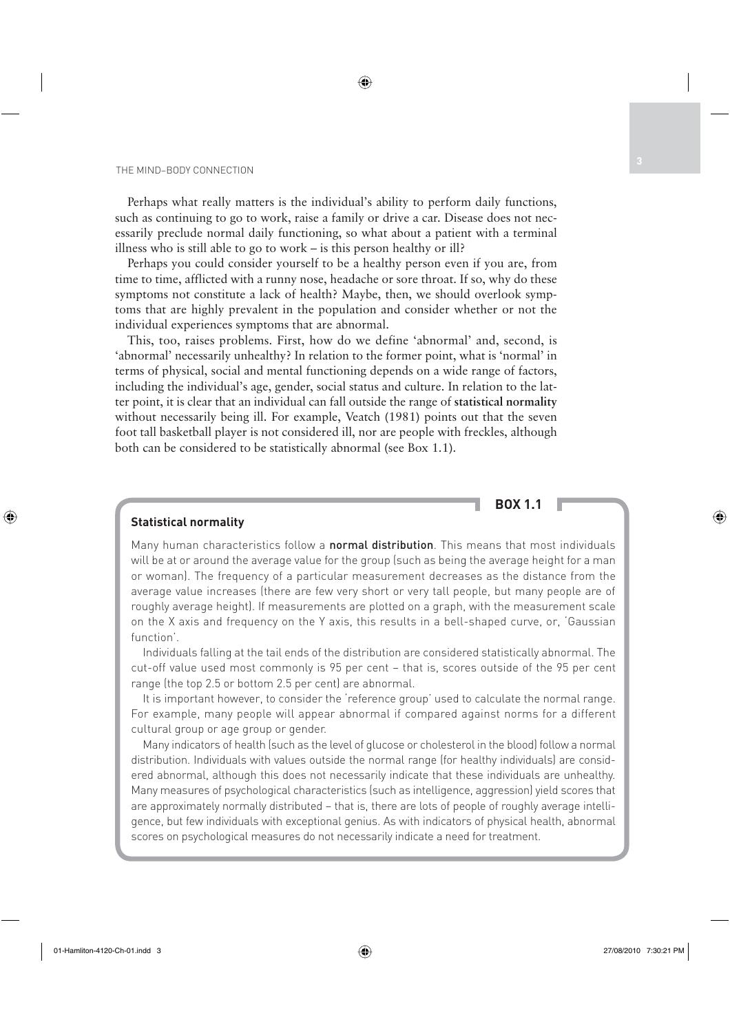Perhaps what really matters is the individual's ability to perform daily functions, such as continuing to go to work, raise a family or drive a car. Disease does not necessarily preclude normal daily functioning, so what about a patient with a terminal illness who is still able to go to work – is this person healthy or ill?

Perhaps you could consider yourself to be a healthy person even if you are, from time to time, afflicted with a runny nose, headache or sore throat. If so, why do these symptoms not constitute a lack of health? Maybe, then, we should overlook symptoms that are highly prevalent in the population and consider whether or not the individual experiences symptoms that are abnormal.

This, too, raises problems. First, how do we define 'abnormal' and, second, is 'abnormal' necessarily unhealthy? In relation to the former point, what is 'normal' in terms of physical, social and mental functioning depends on a wide range of factors, including the individual's age, gender, social status and culture. In relation to the latter point, it is clear that an individual can fall outside the range of **statistical normality** without necessarily being ill. For example, Veatch (1981) points out that the seven foot tall basketball player is not considered ill, nor are people with freckles, although both can be considered to be statistically abnormal (see Box 1.1).

**BOX 1.1**

### Statistical normality

Many human characteristics follow a **normal distribution**. This means that most individuals will be at or around the average value for the group (such as being the average height for a man or woman). The frequency of a particular measurement decreases as the distance from the average value increases (there are few very short or very tall people, but many people are of roughly average height). If measurements are plotted on a graph, with the measurement scale on the X axis and frequency on the Y axis, this results in a bell-shaped curve, or, 'Gaussian function'.

Individuals falling at the tail ends of the distribution are considered statistically abnormal. The cut-off value used most commonly is 95 per cent – that is, scores outside of the 95 per cent range (the top 2.5 or bottom 2.5 per cent) are abnormal.

It is important however, to consider the 'reference group' used to calculate the normal range. For example, many people will appear abnormal if compared against norms for a different cultural group or age group or gender.

Many indicators of health (such as the level of glucose or cholesterol in the blood) follow a normal distribution. Individuals with values outside the normal range (for healthy individuals) are considered abnormal, although this does not necessarily indicate that these individuals are unhealthy. Many measures of psychological characteristics (such as intelligence, aggression) yield scores that are approximately normally distributed – that is, there are lots of people of roughly average intelligence, but few individuals with exceptional genius. As with indicators of physical health, abnormal scores on psychological measures do not necessarily indicate a need for treatment.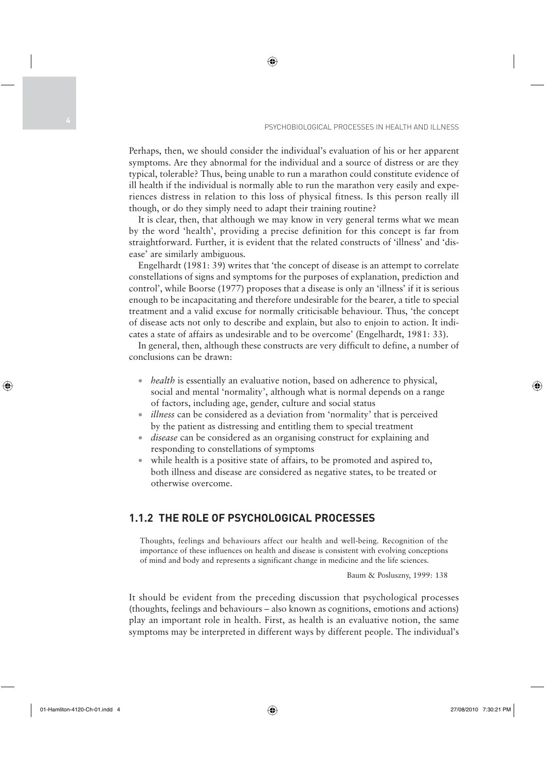Perhaps, then, we should consider the individual's evaluation of his or her apparent symptoms. Are they abnormal for the individual and a source of distress or are they typical, tolerable? Thus, being unable to run a marathon could constitute evidence of ill health if the individual is normally able to run the marathon very easily and experiences distress in relation to this loss of physical fitness. Is this person really ill though, or do they simply need to adapt their training routine?

It is clear, then, that although we may know in very general terms what we mean by the word 'health', providing a precise definition for this concept is far from straightforward. Further, it is evident that the related constructs of 'illness' and 'disease' are similarly ambiguous.

Engelhardt (1981: 39) writes that 'the concept of disease is an attempt to correlate constellations of signs and symptoms for the purposes of explanation, prediction and control', while Boorse (1977) proposes that a disease is only an 'illness' if it is serious enough to be incapacitating and therefore undesirable for the bearer, a title to special treatment and a valid excuse for normally criticisable behaviour. Thus, 'the concept of disease acts not only to describe and explain, but also to enjoin to action. It indicates a state of affairs as undesirable and to be overcome' (Engelhardt, 1981: 33).

In general, then, although these constructs are very difficult to define, a number of conclusions can be drawn:

- *health* is essentially an evaluative notion, based on adherence to physical, social and mental 'normality', although what is normal depends on a range of factors, including age, gender, culture and social status
- *illness* can be considered as a deviation from 'normality' that is perceived by the patient as distressing and entitling them to special treatment
- *disease* can be considered as an organising construct for explaining and responding to constellations of symptoms
- while health is a positive state of affairs, to be promoted and aspired to, both illness and disease are considered as negative states, to be treated or otherwise overcome.

### 1.1.2 THE ROLE OF PSYCHOLOGICAL PROCESSES

> Thoughts, feelings and behaviours affect our health and well-being. Recognition of the importance of these influences on health and disease is consistent with evolving conceptions of mind and body and represents a significant change in medicine and the life sciences.
>
> Baum & Posluszny, 1999: 138

It should be evident from the preceding discussion that psychological processes (thoughts, feelings and behaviours – also known as cognitions, emotions and actions) play an important role in health. First, as health is an evaluative notion, the same symptoms may be interpreted in different ways by different people. The individual's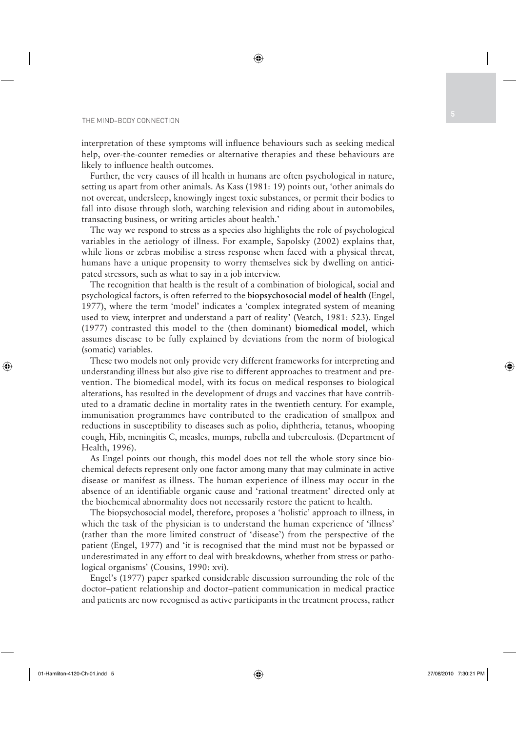interpretation of these symptoms will influence behaviours such as seeking medical help, over-the-counter remedies or alternative therapies and these behaviours are likely to influence health outcomes.

Further, the very causes of ill health in humans are often psychological in nature, setting us apart from other animals. As Kass (1981: 19) points out, 'other animals do not overeat, undersleep, knowingly ingest toxic substances, or permit their bodies to fall into disuse through sloth, watching television and riding about in automobiles, transacting business, or writing articles about health.'

The way we respond to stress as a species also highlights the role of psychological variables in the aetiology of illness. For example, Sapolsky (2002) explains that, while lions or zebras mobilise a stress response when faced with a physical threat, humans have a unique propensity to worry themselves sick by dwelling on anticipated stressors, such as what to say in a job interview.

The recognition that health is the result of a combination of biological, social and psychological factors, is often referred to the **biopsychosocial model of health** (Engel, 1977), where the term 'model' indicates a 'complex integrated system of meaning used to view, interpret and understand a part of reality' (Veatch, 1981: 523). Engel (1977) contrasted this model to the (then dominant) **biomedical model**, which assumes disease to be fully explained by deviations from the norm of biological (somatic) variables.

These two models not only provide very different frameworks for interpreting and understanding illness but also give rise to different approaches to treatment and prevention. The biomedical model, with its focus on medical responses to biological alterations, has resulted in the development of drugs and vaccines that have contributed to a dramatic decline in mortality rates in the twentieth century. For example, immunisation programmes have contributed to the eradication of smallpox and reductions in susceptibility to diseases such as polio, diphtheria, tetanus, whooping cough, Hib, meningitis C, measles, mumps, rubella and tuberculosis. (Department of Health, 1996).

As Engel points out though, this model does not tell the whole story since biochemical defects represent only one factor among many that may culminate in active disease or manifest as illness. The human experience of illness may occur in the absence of an identifiable organic cause and 'rational treatment' directed only at the biochemical abnormality does not necessarily restore the patient to health.

The biopsychosocial model, therefore, proposes a 'holistic' approach to illness, in which the task of the physician is to understand the human experience of 'illness' (rather than the more limited construct of 'disease') from the perspective of the patient (Engel, 1977) and 'it is recognised that the mind must not be bypassed or underestimated in any effort to deal with breakdowns, whether from stress or pathological organisms' (Cousins, 1990: xvi).

Engel's (1977) paper sparked considerable discussion surrounding the role of the doctor–patient relationship and doctor–patient communication in medical practice and patients are now recognised as active participants in the treatment process, rather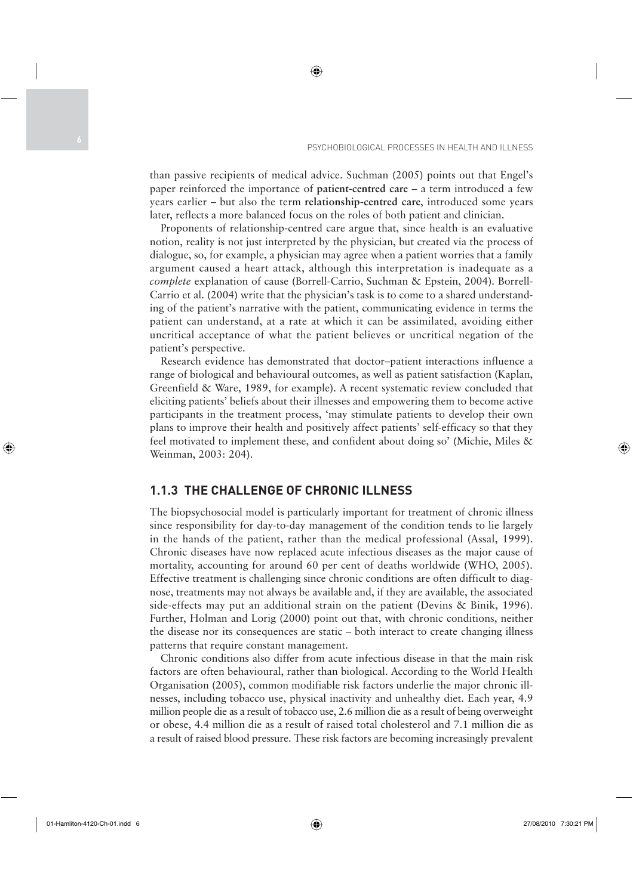than passive recipients of medical advice. Suchman (2005) points out that Engel's paper reinforced the importance of **patient-centred care** – a term introduced a few years earlier – but also the term **relationship-centred care**, introduced some years later, reflects a more balanced focus on the roles of both patient and clinician.

Proponents of relationship-centred care argue that, since health is an evaluative notion, reality is not just interpreted by the physician, but created via the process of dialogue, so, for example, a physician may agree when a patient worries that a family argument caused a heart attack, although this interpretation is inadequate as a *complete* explanation of cause (Borrell-Carrio, Suchman & Epstein, 2004). Borrell-Carrio et al. (2004) write that the physician's task is to come to a shared understanding of the patient's narrative with the patient, communicating evidence in terms the patient can understand, at a rate at which it can be assimilated, avoiding either uncritical acceptance of what the patient believes or uncritical negation of the patient's perspective.

Research evidence has demonstrated that doctor–patient interactions influence a range of biological and behavioural outcomes, as well as patient satisfaction (Kaplan, Greenfield & Ware, 1989, for example). A recent systematic review concluded that eliciting patients' beliefs about their illnesses and empowering them to become active participants in the treatment process, 'may stimulate patients to develop their own plans to improve their health and positively affect patients' self-efficacy so that they feel motivated to implement these, and confident about doing so' (Michie, Miles & Weinman, 2003: 204).

### 1.1.3 THE CHALLENGE OF CHRONIC ILLNESS

The biopsychosocial model is particularly important for treatment of chronic illness since responsibility for day-to-day management of the condition tends to lie largely in the hands of the patient, rather than the medical professional (Assal, 1999). Chronic diseases have now replaced acute infectious diseases as the major cause of mortality, accounting for around 60 per cent of deaths worldwide (WHO, 2005). Effective treatment is challenging since chronic conditions are often difficult to diagnose, treatments may not always be available and, if they are available, the associated side-effects may put an additional strain on the patient (Devins & Binik, 1996). Further, Holman and Lorig (2000) point out that, with chronic conditions, neither the disease nor its consequences are static – both interact to create changing illness patterns that require constant management.

Chronic conditions also differ from acute infectious disease in that the main risk factors are often behavioural, rather than biological. According to the World Health Organisation (2005), common modifiable risk factors underlie the major chronic illnesses, including tobacco use, physical inactivity and unhealthy diet. Each year, 4.9 million people die as a result of tobacco use, 2.6 million die as a result of being overweight or obese, 4.4 million die as a result of raised total cholesterol and 7.1 million die as a result of raised blood pressure. These risk factors are becoming increasingly prevalent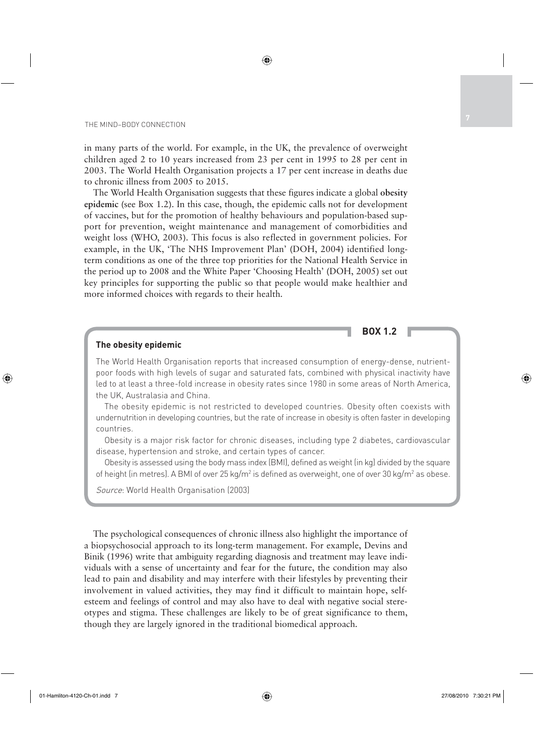in many parts of the world. For example, in the UK, the prevalence of overweight children aged 2 to 10 years increased from 23 per cent in 1995 to 28 per cent in 2003. The World Health Organisation projects a 17 per cent increase in deaths due to chronic illness from 2005 to 2015.

The World Health Organisation suggests that these figures indicate a global **obesity epidemic** (see Box 1.2). In this case, though, the epidemic calls not for development of vaccines, but for the promotion of healthy behaviours and population-based support for prevention, weight maintenance and management of comorbidities and weight loss (WHO, 2003). This focus is also reflected in government policies. For example, in the UK, 'The NHS Improvement Plan' (DOH, 2004) identified long-term conditions as one of the three top priorities for the National Health Service in the period up to 2008 and the White Paper 'Choosing Health' (DOH, 2005) set out key principles for supporting the public so that people would make healthier and more informed choices with regards to their health.

**BOX 1.2**

**The obesity epidemic**

The World Health Organisation reports that increased consumption of energy-dense, nutrient-poor foods with high levels of sugar and saturated fats, combined with physical inactivity have led to at least a three-fold increase in obesity rates since 1980 in some areas of North America, the UK, Australasia and China.

The obesity epidemic is not restricted to developed countries. Obesity often coexists with undernutrition in developing countries, but the rate of increase in obesity is often faster in developing countries.

Obesity is a major risk factor for chronic diseases, including type 2 diabetes, cardiovascular disease, hypertension and stroke, and certain types of cancer.

Obesity is assessed using the body mass index (BMI), defined as weight (in kg) divided by the square of height (in metres). A BMI of over 25 kg/m$^2$ is defined as overweight, one of over 30 kg/m$^2$ as obese.

*Source*: World Health Organisation (2003)

The psychological consequences of chronic illness also highlight the importance of a biopsychosocial approach to its long-term management. For example, Devins and Binik (1996) write that ambiguity regarding diagnosis and treatment may leave individuals with a sense of uncertainty and fear for the future, the condition may also lead to pain and disability and may interfere with their lifestyles by preventing their involvement in valued activities, they may find it difficult to maintain hope, self-esteem and feelings of control and may also have to deal with negative social stereotypes and stigma. These challenges are likely to be of great significance to them, though they are largely ignored in the traditional biomedical approach.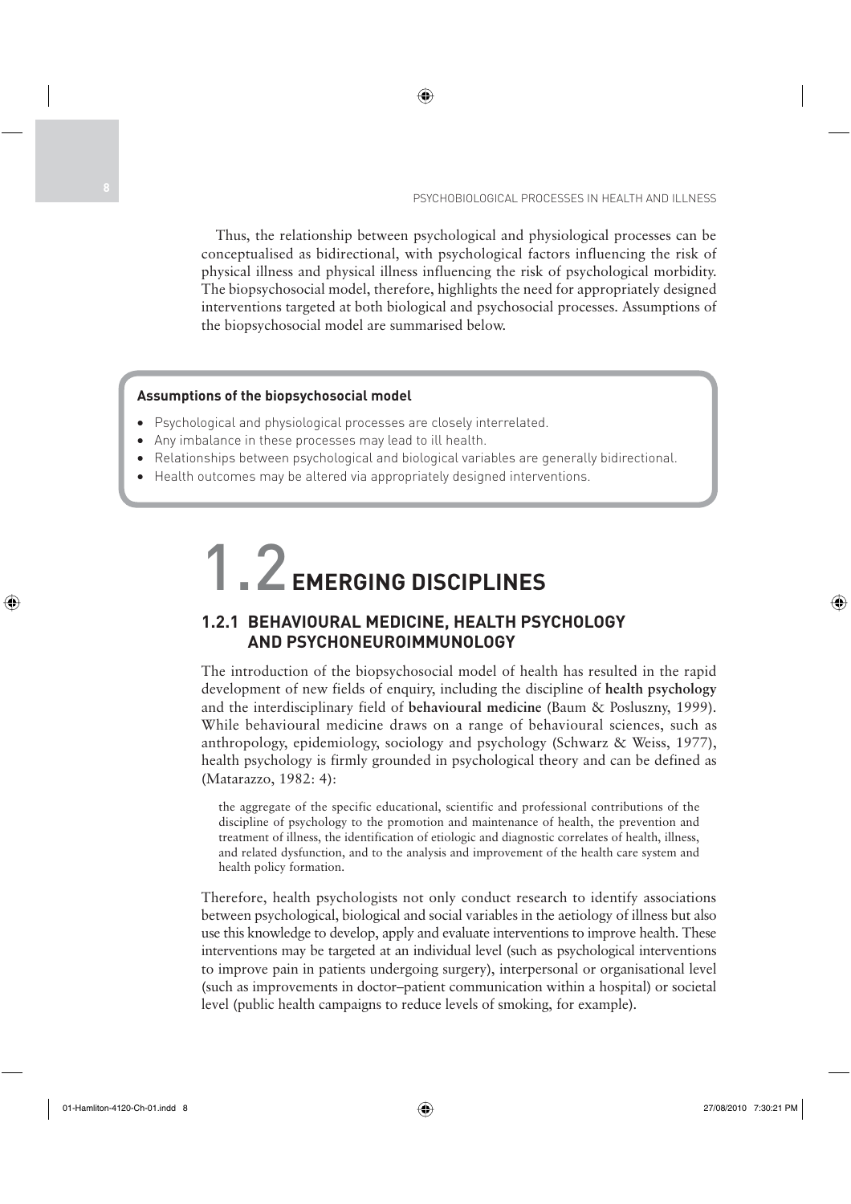Thus, the relationship between psychological and physiological processes can be conceptualised as bidirectional, with psychological factors influencing the risk of physical illness and physical illness influencing the risk of psychological morbidity. The biopsychosocial model, therefore, highlights the need for appropriately designed interventions targeted at both biological and psychosocial processes. Assumptions of the biopsychosocial model are summarised below.

**Assumptions of the biopsychosocial model**

- Psychological and physiological processes are closely interrelated.
- Any imbalance in these processes may lead to ill health.
- Relationships between psychological and biological variables are generally bidirectional.
- Health outcomes may be altered via appropriately designed interventions.

# 1.2 EMERGING DISCIPLINES

## 1.2.1 BEHAVIOURAL MEDICINE, HEALTH PSYCHOLOGY AND PSYCHONEUROIMMUNOLOGY

The introduction of the biopsychosocial model of health has resulted in the rapid development of new fields of enquiry, including the discipline of **health psychology** and the interdisciplinary field of **behavioural medicine** (Baum & Posluszny, 1999). While behavioural medicine draws on a range of behavioural sciences, such as anthropology, epidemiology, sociology and psychology (Schwarz & Weiss, 1977), health psychology is firmly grounded in psychological theory and can be defined as (Matarazzo, 1982: 4):

> the aggregate of the specific educational, scientific and professional contributions of the discipline of psychology to the promotion and maintenance of health, the prevention and treatment of illness, the identification of etiologic and diagnostic correlates of health, illness, and related dysfunction, and to the analysis and improvement of the health care system and health policy formation.

Therefore, health psychologists not only conduct research to identify associations between psychological, biological and social variables in the aetiology of illness but also use this knowledge to develop, apply and evaluate interventions to improve health. These interventions may be targeted at an individual level (such as psychological interventions to improve pain in patients undergoing surgery), interpersonal or organisational level (such as improvements in doctor–patient communication within a hospital) or societal level (public health campaigns to reduce levels of smoking, for example).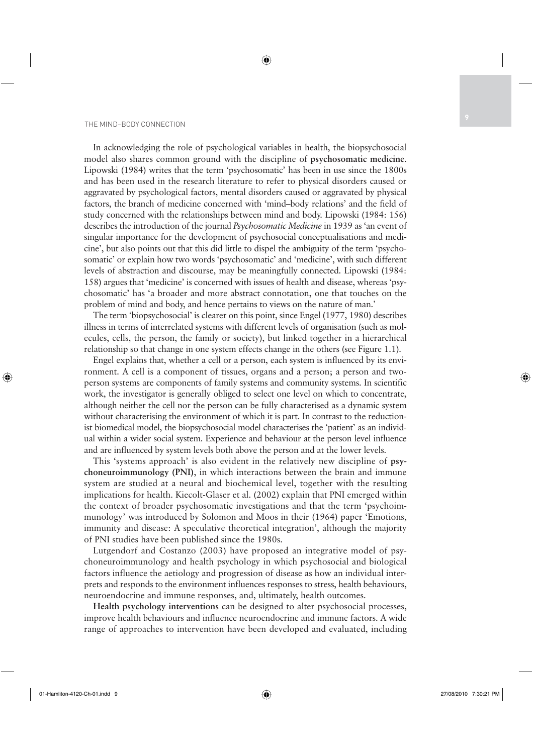In acknowledging the role of psychological variables in health, the biopsychosocial model also shares common ground with the discipline of **psychosomatic medicine**. Lipowski (1984) writes that the term 'psychosomatic' has been in use since the 1800s and has been used in the research literature to refer to physical disorders caused or aggravated by psychological factors, mental disorders caused or aggravated by physical factors, the branch of medicine concerned with 'mind–body relations' and the field of study concerned with the relationships between mind and body. Lipowski (1984: 156) describes the introduction of the journal *Psychosomatic Medicine* in 1939 as 'an event of singular importance for the development of psychosocial conceptualisations and medicine', but also points out that this did little to dispel the ambiguity of the term 'psychosomatic' or explain how two words 'psychosomatic' and 'medicine', with such different levels of abstraction and discourse, may be meaningfully connected. Lipowski (1984: 158) argues that 'medicine' is concerned with issues of health and disease, whereas 'psychosomatic' has 'a broader and more abstract connotation, one that touches on the problem of mind and body, and hence pertains to views on the nature of man.'

The term 'biopsychosocial' is clearer on this point, since Engel (1977, 1980) describes illness in terms of interrelated systems with different levels of organisation (such as molecules, cells, the person, the family or society), but linked together in a hierarchical relationship so that change in one system effects change in the others (see Figure 1.1).

Engel explains that, whether a cell or a person, each system is influenced by its environment. A cell is a component of tissues, organs and a person; a person and two-person systems are components of family systems and community systems. In scientific work, the investigator is generally obliged to select one level on which to concentrate, although neither the cell nor the person can be fully characterised as a dynamic system without characterising the environment of which it is part. In contrast to the reductionist biomedical model, the biopsychosocial model characterises the 'patient' as an individual within a wider social system. Experience and behaviour at the person level influence and are influenced by system levels both above the person and at the lower levels.

This 'systems approach' is also evident in the relatively new discipline of **psychoneuroimmunology (PNI)**, in which interactions between the brain and immune system are studied at a neural and biochemical level, together with the resulting implications for health. Kiecolt-Glaser et al. (2002) explain that PNI emerged within the context of broader psychosomatic investigations and that the term 'psychoimmunology' was introduced by Solomon and Moos in their (1964) paper 'Emotions, immunity and disease: A speculative theoretical integration', although the majority of PNI studies have been published since the 1980s.

Lutgendorf and Costanzo (2003) have proposed an integrative model of psychoneuroimmunology and health psychology in which psychosocial and biological factors influence the aetiology and progression of disease as how an individual interprets and responds to the environment influences responses to stress, health behaviours, neuroendocrine and immune responses, and, ultimately, health outcomes.

**Health psychology interventions** can be designed to alter psychosocial processes, improve health behaviours and influence neuroendocrine and immune factors. A wide range of approaches to intervention have been developed and evaluated, including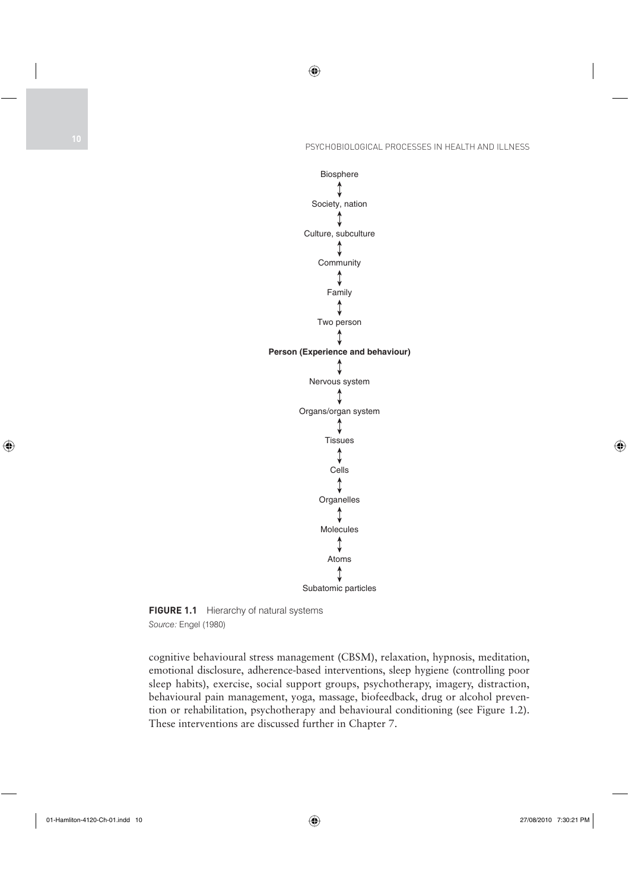Biosphere
↕
Society, nation
↕
Culture, subculture
↕
Community
↕
Family
↕
Two person
↕
**Person (Experience and behaviour)**
↕
Nervous system
↕
Organs/organ system
↕
Tissues
↕
Cells
↕
Organelles
↕
Molecules
↕
Atoms
↕
Subatomic particles

**FIGURE 1.1** Hierarchy of natural systems
*Source:* Engel (1980)

cognitive behavioural stress management (CBSM), relaxation, hypnosis, meditation, emotional disclosure, adherence-based interventions, sleep hygiene (controlling poor sleep habits), exercise, social support groups, psychotherapy, imagery, distraction, behavioural pain management, yoga, massage, biofeedback, drug or alcohol prevention or rehabilitation, psychotherapy and behavioural conditioning (see Figure 1.2). These interventions are discussed further in Chapter 7.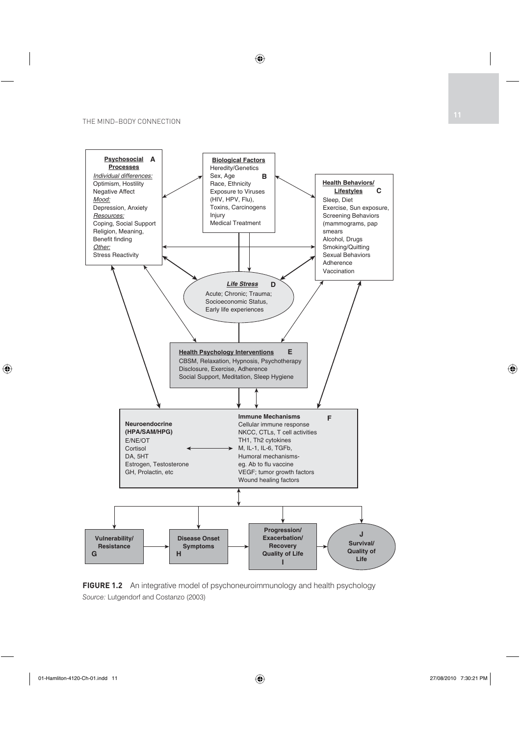**Psychosocial Processes** A

*Individual differences:*
Optimism, Hostility
Negative Affect
*Mood:*
Depression, Anxiety
*Resources:*
Coping, Social Support
Religion, Meaning,
Benefit finding
*Other:*
Stress Reactivity

**Biological Factors** B

Heredity/Genetics
Sex, Age
Race, Ethnicity
Exposure to Viruses
(HIV, HPV, Flu),
Toxins, Carcinogens
Injury
Medical Treatment

**Health Behaviors/ Lifestyles** C

Sleep, Diet
Exercise, Sun exposure,
Screening Behaviors
(mammograms, pap
smears
Alcohol, Drugs
Smoking/Quitting
Sexual Behaviors
Adherence
Vaccination

***Life Stress*** D

Acute; Chronic; Trauma;
Socioeconomic Status,
Early life experiences

**Health Psychology Interventions** E

CBSM, Relaxation, Hypnosis, Psychotherapy
Disclosure, Exercise, Adherence
Social Support, Meditation, Sleep Hygiene

F

**Neuroendocrine (HPA/SAM/HPG)**
E/NE/OT
Cortisol
DA, 5HT
Estrogen, Testosterone
GH, Prolactin, etc

**Immune Mechanisms**
Cellular immune response
NKCC, CTLs, T cell activities
TH1, Th2 cytokines
M, IL-1, IL-6, TGFb,
Humoral mechanisms-
eg. Ab to flu vaccine
VEGF; tumor growth factors
Wound healing factors

**Vulnerability/ Resistance** G

**Disease Onset Symptoms** H

**Progression/ Exacerbation/ Recovery Quality of Life** I

J **Survival/ Quality of Life**

**FIGURE 1.2** An integrative model of psychoneuroimmunology and health psychology
*Source:* Lutgendorf and Costanzo (2003)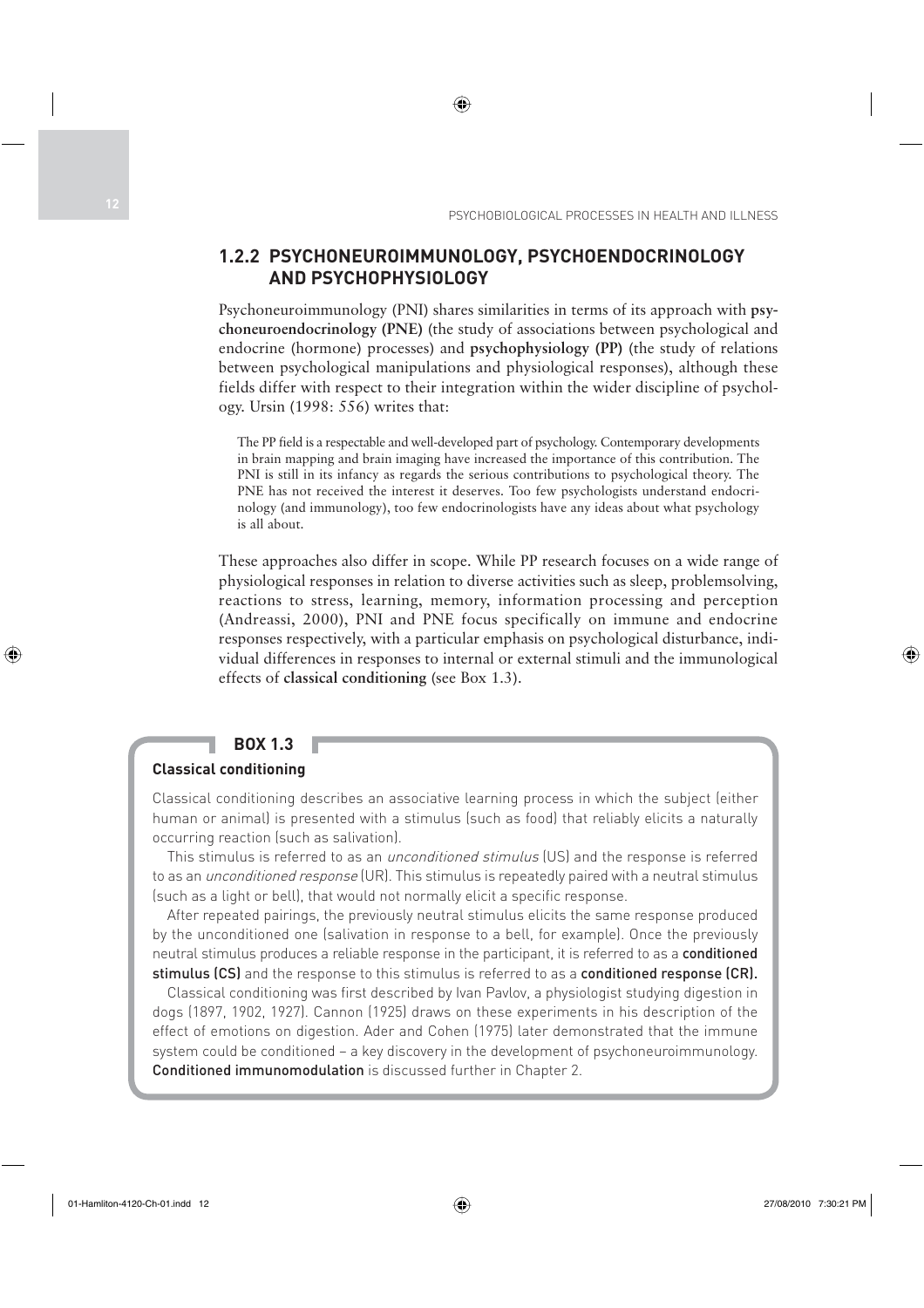## 1.2.2 PSYCHONEUROIMMUNOLOGY, PSYCHOENDOCRINOLOGY AND PSYCHOPHYSIOLOGY

Psychoneuroimmunology (PNI) shares similarities in terms of its approach with **psychoneuroendocrinology (PNE)** (the study of associations between psychological and endocrine (hormone) processes) and **psychophysiology (PP)** (the study of relations between psychological manipulations and physiological responses), although these fields differ with respect to their integration within the wider discipline of psychology. Ursin (1998: 556) writes that:

> The PP field is a respectable and well-developed part of psychology. Contemporary developments in brain mapping and brain imaging have increased the importance of this contribution. The PNI is still in its infancy as regards the serious contributions to psychological theory. The PNE has not received the interest it deserves. Too few psychologists understand endocrinology (and immunology), too few endocrinologists have any ideas about what psychology is all about.

These approaches also differ in scope. While PP research focuses on a wide range of physiological responses in relation to diverse activities such as sleep, problemsolving, reactions to stress, learning, memory, information processing and perception (Andreassi, 2000), PNI and PNE focus specifically on immune and endocrine responses respectively, with a particular emphasis on psychological disturbance, individual differences in responses to internal or external stimuli and the immunological effects of **classical conditioning** (see Box 1.3).

### BOX 1.3

**Classical conditioning**

Classical conditioning describes an associative learning process in which the subject (either human or animal) is presented with a stimulus (such as food) that reliably elicits a naturally occurring reaction (such as salivation).

This stimulus is referred to as an *unconditioned stimulus* (US) and the response is referred to as an *unconditioned response* (UR). This stimulus is repeatedly paired with a neutral stimulus (such as a light or bell), that would not normally elicit a specific response.

After repeated pairings, the previously neutral stimulus elicits the same response produced by the unconditioned one (salivation in response to a bell, for example). Once the previously neutral stimulus produces a reliable response in the participant, it is referred to as a **conditioned stimulus (CS)** and the response to this stimulus is referred to as a **conditioned response (CR).**

Classical conditioning was first described by Ivan Pavlov, a physiologist studying digestion in dogs (1897, 1902, 1927). Cannon (1925) draws on these experiments in his description of the effect of emotions on digestion. Ader and Cohen (1975) later demonstrated that the immune system could be conditioned – a key discovery in the development of psychoneuroimmunology. **Conditioned immunomodulation** is discussed further in Chapter 2.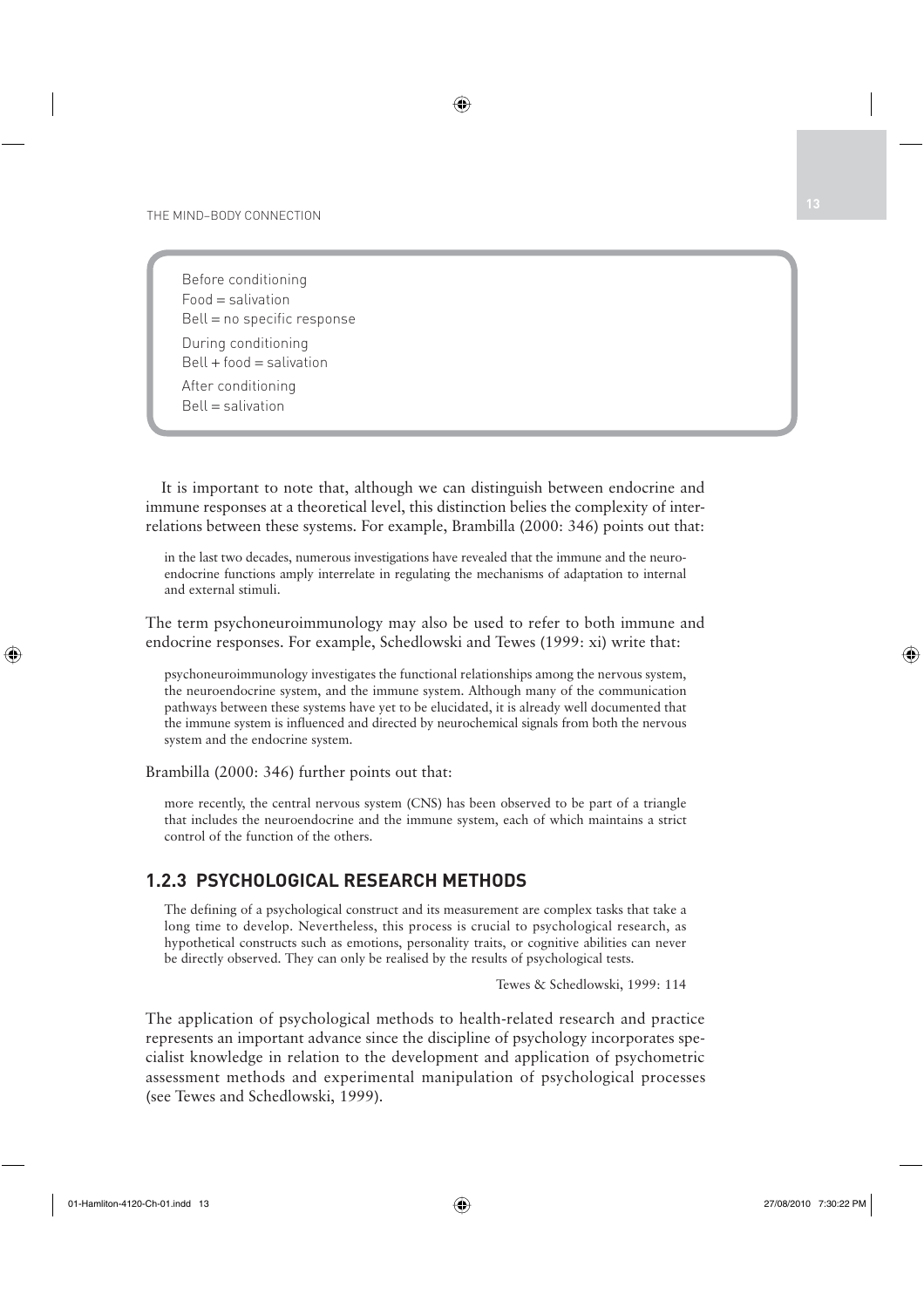Before conditioning
Food = salivation
Bell = no specific response

During conditioning
Bell + food = salivation

After conditioning
Bell = salivation

It is important to note that, although we can distinguish between endocrine and immune responses at a theoretical level, this distinction belies the complexity of interrelations between these systems. For example, Brambilla (2000: 346) points out that:

> in the last two decades, numerous investigations have revealed that the immune and the neuro-endocrine functions amply interrelate in regulating the mechanisms of adaptation to internal and external stimuli.

The term psychoneuroimmunology may also be used to refer to both immune and endocrine responses. For example, Schedlowski and Tewes (1999: xi) write that:

> psychoneuroimmunology investigates the functional relationships among the nervous system, the neuroendocrine system, and the immune system. Although many of the communication pathways between these systems have yet to be elucidated, it is already well documented that the immune system is influenced and directed by neurochemical signals from both the nervous system and the endocrine system.

Brambilla (2000: 346) further points out that:

> more recently, the central nervous system (CNS) has been observed to be part of a triangle that includes the neuroendocrine and the immune system, each of which maintains a strict control of the function of the others.

## 1.2.3 PSYCHOLOGICAL RESEARCH METHODS

> The defining of a psychological construct and its measurement are complex tasks that take a long time to develop. Nevertheless, this process is crucial to psychological research, as hypothetical constructs such as emotions, personality traits, or cognitive abilities can never be directly observed. They can only be realised by the results of psychological tests.
>
> Tewes & Schedlowski, 1999: 114

The application of psychological methods to health-related research and practice represents an important advance since the discipline of psychology incorporates specialist knowledge in relation to the development and application of psychometric assessment methods and experimental manipulation of psychological processes (see Tewes and Schedlowski, 1999).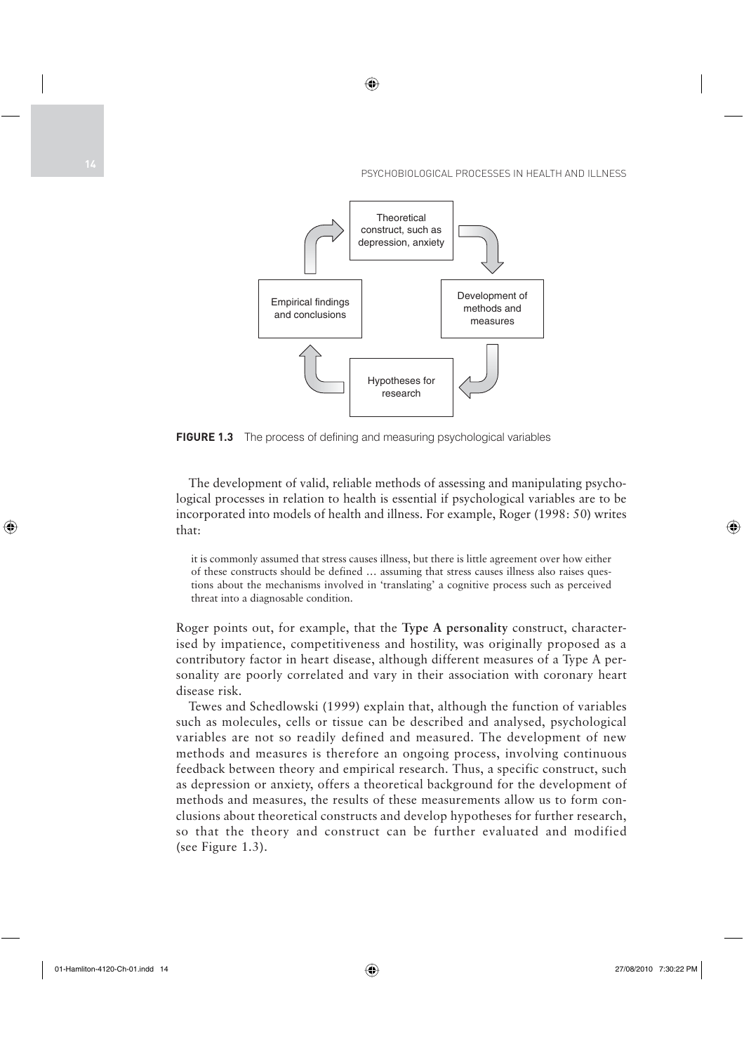Theoretical construct, such as depression, anxiety

Development of methods and measures

Hypotheses for research

Empirical findings and conclusions

**FIGURE 1.3** The process of defining and measuring psychological variables

The development of valid, reliable methods of assessing and manipulating psychological processes in relation to health is essential if psychological variables are to be incorporated into models of health and illness. For example, Roger (1998: 50) writes that:

> it is commonly assumed that stress causes illness, but there is little agreement over how either of these constructs should be defined … assuming that stress causes illness also raises questions about the mechanisms involved in 'translating' a cognitive process such as perceived threat into a diagnosable condition.

Roger points out, for example, that the **Type A personality** construct, characterised by impatience, competitiveness and hostility, was originally proposed as a contributory factor in heart disease, although different measures of a Type A personality are poorly correlated and vary in their association with coronary heart disease risk.

Tewes and Schedlowski (1999) explain that, although the function of variables such as molecules, cells or tissue can be described and analysed, psychological variables are not so readily defined and measured. The development of new methods and measures is therefore an ongoing process, involving continuous feedback between theory and empirical research. Thus, a specific construct, such as depression or anxiety, offers a theoretical background for the development of methods and measures, the results of these measurements allow us to form conclusions about theoretical constructs and develop hypotheses for further research, so that the theory and construct can be further evaluated and modified (see Figure 1.3).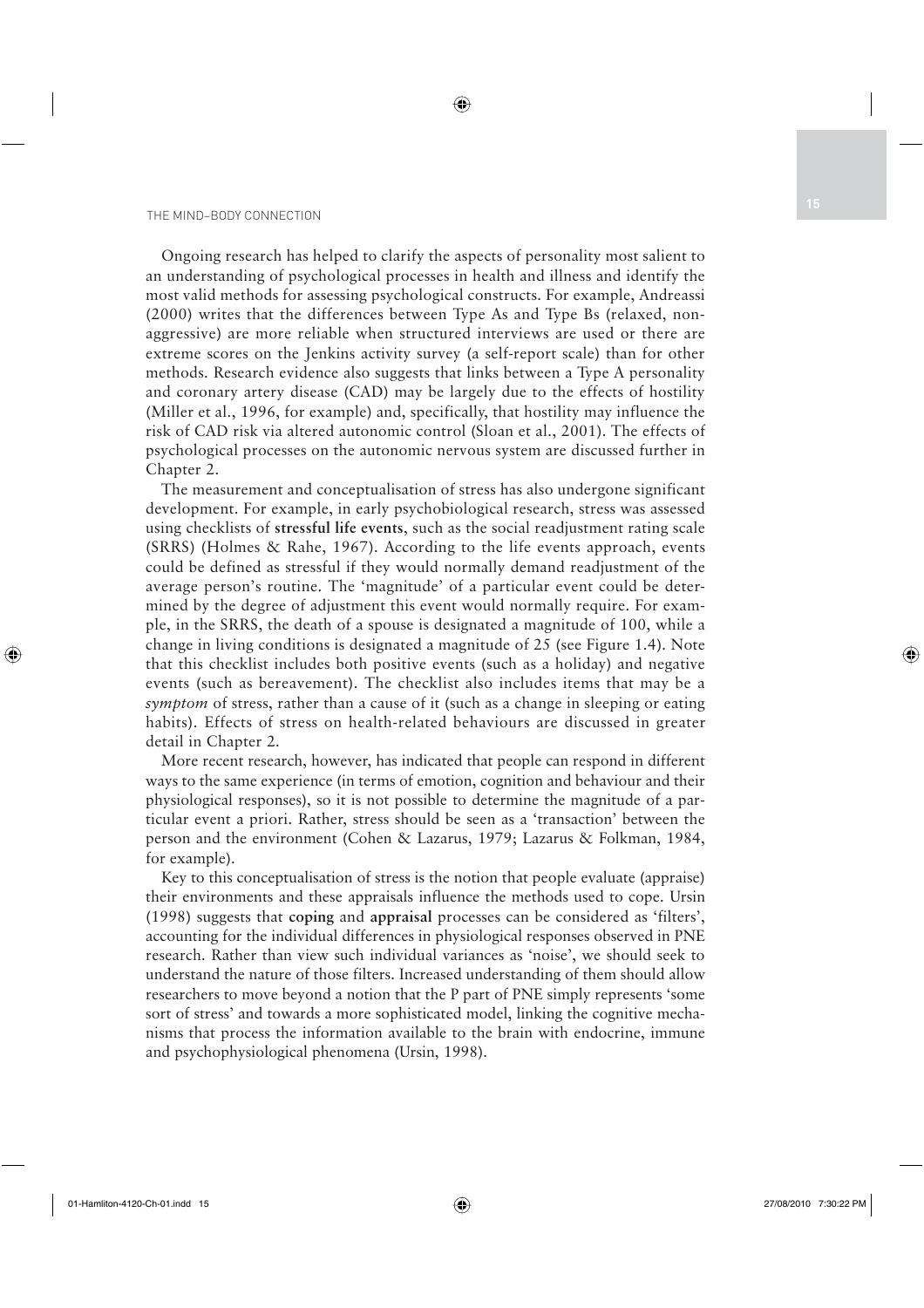Ongoing research has helped to clarify the aspects of personality most salient to an understanding of psychological processes in health and illness and identify the most valid methods for assessing psychological constructs. For example, Andreassi (2000) writes that the differences between Type As and Type Bs (relaxed, non-aggressive) are more reliable when structured interviews are used or there are extreme scores on the Jenkins activity survey (a self-report scale) than for other methods. Research evidence also suggests that links between a Type A personality and coronary artery disease (CAD) may be largely due to the effects of hostility (Miller et al., 1996, for example) and, specifically, that hostility may influence the risk of CAD risk via altered autonomic control (Sloan et al., 2001). The effects of psychological processes on the autonomic nervous system are discussed further in Chapter 2.

The measurement and conceptualisation of stress has also undergone significant development. For example, in early psychobiological research, stress was assessed using checklists of **stressful life events**, such as the social readjustment rating scale (SRRS) (Holmes & Rahe, 1967). According to the life events approach, events could be defined as stressful if they would normally demand readjustment of the average person's routine. The 'magnitude' of a particular event could be determined by the degree of adjustment this event would normally require. For example, in the SRRS, the death of a spouse is designated a magnitude of 100, while a change in living conditions is designated a magnitude of 25 (see Figure 1.4). Note that this checklist includes both positive events (such as a holiday) and negative events (such as bereavement). The checklist also includes items that may be a *symptom* of stress, rather than a cause of it (such as a change in sleeping or eating habits). Effects of stress on health-related behaviours are discussed in greater detail in Chapter 2.

More recent research, however, has indicated that people can respond in different ways to the same experience (in terms of emotion, cognition and behaviour and their physiological responses), so it is not possible to determine the magnitude of a particular event a priori. Rather, stress should be seen as a 'transaction' between the person and the environment (Cohen & Lazarus, 1979; Lazarus & Folkman, 1984, for example).

Key to this conceptualisation of stress is the notion that people evaluate (appraise) their environments and these appraisals influence the methods used to cope. Ursin (1998) suggests that **coping** and **appraisal** processes can be considered as 'filters', accounting for the individual differences in physiological responses observed in PNE research. Rather than view such individual variances as 'noise', we should seek to understand the nature of those filters. Increased understanding of them should allow researchers to move beyond a notion that the P part of PNE simply represents 'some sort of stress' and towards a more sophisticated model, linking the cognitive mechanisms that process the information available to the brain with endocrine, immune and psychophysiological phenomena (Ursin, 1998).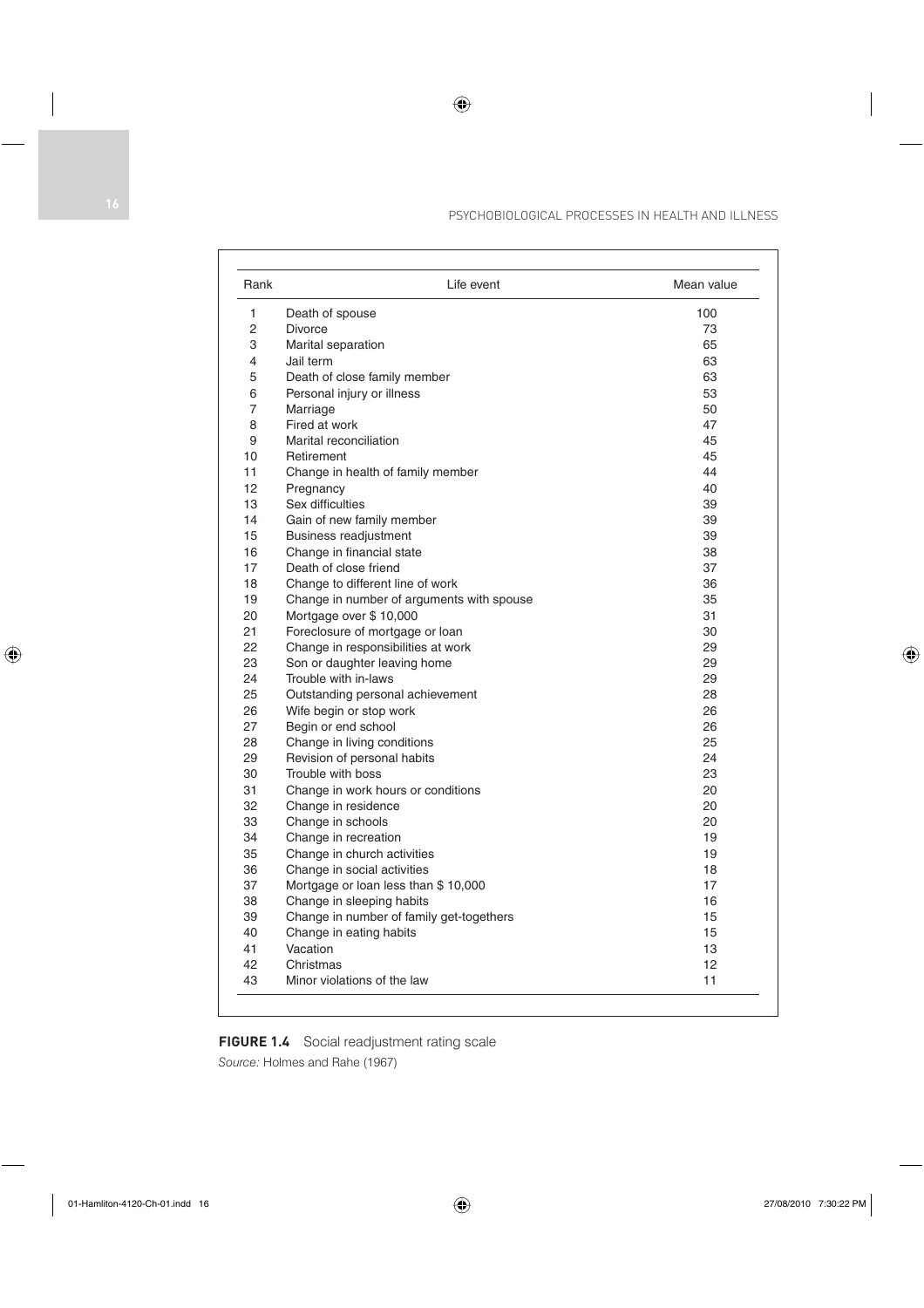| Rank | Life event | Mean value |
|---|---|---|
| 1 | Death of spouse | 100 |
| 2 | Divorce | 73 |
| 3 | Marital separation | 65 |
| 4 | Jail term | 63 |
| 5 | Death of close family member | 63 |
| 6 | Personal injury or illness | 53 |
| 7 | Marriage | 50 |
| 8 | Fired at work | 47 |
| 9 | Marital reconciliation | 45 |
| 10 | Retirement | 45 |
| 11 | Change in health of family member | 44 |
| 12 | Pregnancy | 40 |
| 13 | Sex difficulties | 39 |
| 14 | Gain of new family member | 39 |
| 15 | Business readjustment | 39 |
| 16 | Change in financial state | 38 |
| 17 | Death of close friend | 37 |
| 18 | Change to different line of work | 36 |
| 19 | Change in number of arguments with spouse | 35 |
| 20 | Mortgage over $ 10,000 | 31 |
| 21 | Foreclosure of mortgage or loan | 30 |
| 22 | Change in responsibilities at work | 29 |
| 23 | Son or daughter leaving home | 29 |
| 24 | Trouble with in-laws | 29 |
| 25 | Outstanding personal achievement | 28 |
| 26 | Wife begin or stop work | 26 |
| 27 | Begin or end school | 26 |
| 28 | Change in living conditions | 25 |
| 29 | Revision of personal habits | 24 |
| 30 | Trouble with boss | 23 |
| 31 | Change in work hours or conditions | 20 |
| 32 | Change in residence | 20 |
| 33 | Change in schools | 20 |
| 34 | Change in recreation | 19 |
| 35 | Change in church activities | 19 |
| 36 | Change in social activities | 18 |
| 37 | Mortgage or loan less than $ 10,000 | 17 |
| 38 | Change in sleeping habits | 16 |
| 39 | Change in number of family get-togethers | 15 |
| 40 | Change in eating habits | 15 |
| 41 | Vacation | 13 |
| 42 | Christmas | 12 |
| 43 | Minor violations of the law | 11 |

**FIGURE 1.4** Social readjustment rating scale

*Source:* Holmes and Rahe (1967)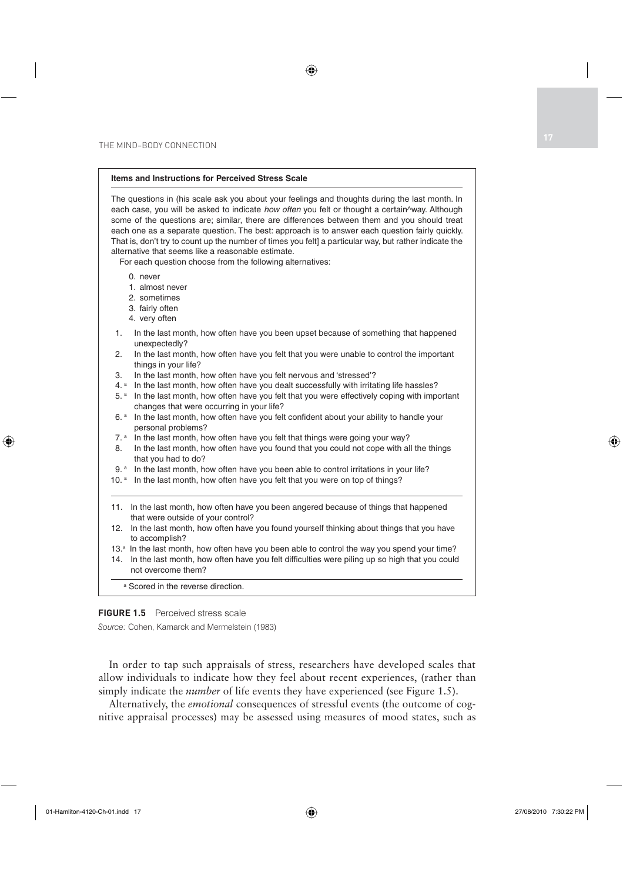**Items and Instructions for Perceived Stress Scale**

The questions in (his scale ask you about your feelings and thoughts during the last month. In each case, you will be asked to indicate *how often* you felt or thought a certain^way. Although some of the questions are; similar, there are differences between them and you should treat each one as a separate question. The best: approach is to answer each question fairly quickly. That is, don't try to count up the number of times you felt] a particular way, but rather indicate the alternative that seems like a reasonable estimate.

For each question choose from the following alternatives:

0. never
1. almost never
2. sometimes
3. fairly often
4. very often

1. In the last month, how often have you been upset because of something that happened unexpectedly?
2. In the last month, how often have you felt that you were unable to control the important things in your life?
3. In the last month, how often have you felt nervous and 'stressed'?
4. [a] In the last month, how often have you dealt successfully with irritating life hassles?
5. [a] In the last month, how often have you felt that you were effectively coping with important changes that were occurring in your life?
6. [a] In the last month, how often have you felt confident about your ability to handle your personal problems?
7. [a] In the last month, how often have you felt that things were going your way?
8. In the last month, how often have you found that you could not cope with all the things that you had to do?
9. [a] In the last month, how often have you been able to control irritations in your life?
10. [a] In the last month, how often have you felt that you were on top of things?

---

11. In the last month, how often have you been angered because of things that happened that were outside of your control?
12. In the last month, how often have you found yourself thinking about things that you have to accomplish?
13. [a] In the last month, how often have you been able to control the way you spend your time?
14. In the last month, how often have you felt difficulties were piling up so high that you could not overcome them?

[a] Scored in the reverse direction.

**FIGURE 1.5** Perceived stress scale

*Source:* Cohen, Kamarck and Mermelstein (1983)

In order to tap such appraisals of stress, researchers have developed scales that allow individuals to indicate how they feel about recent experiences, (rather than simply indicate the *number* of life events they have experienced (see Figure 1.5).

Alternatively, the *emotional* consequences of stressful events (the outcome of cognitive appraisal processes) may be assessed using measures of mood states, such as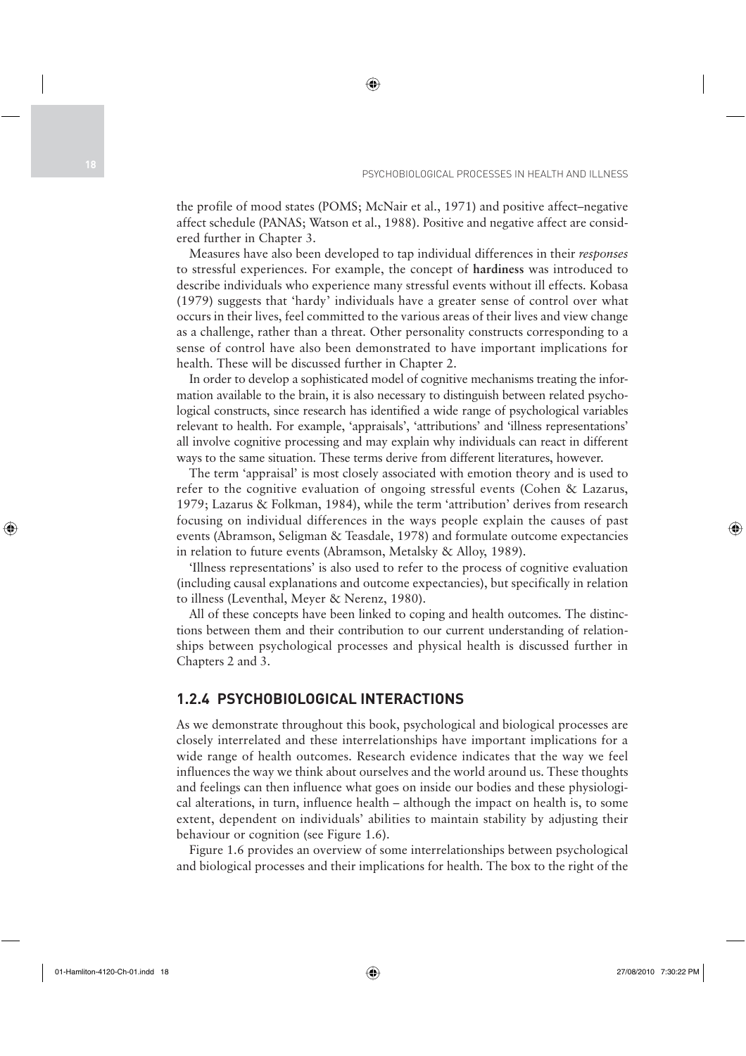the profile of mood states (POMS; McNair et al., 1971) and positive affect–negative affect schedule (PANAS; Watson et al., 1988). Positive and negative affect are considered further in Chapter 3.

Measures have also been developed to tap individual differences in their *responses* to stressful experiences. For example, the concept of **hardiness** was introduced to describe individuals who experience many stressful events without ill effects. Kobasa (1979) suggests that 'hardy' individuals have a greater sense of control over what occurs in their lives, feel committed to the various areas of their lives and view change as a challenge, rather than a threat. Other personality constructs corresponding to a sense of control have also been demonstrated to have important implications for health. These will be discussed further in Chapter 2.

In order to develop a sophisticated model of cognitive mechanisms treating the information available to the brain, it is also necessary to distinguish between related psychological constructs, since research has identified a wide range of psychological variables relevant to health. For example, 'appraisals', 'attributions' and 'illness representations' all involve cognitive processing and may explain why individuals can react in different ways to the same situation. These terms derive from different literatures, however.

The term 'appraisal' is most closely associated with emotion theory and is used to refer to the cognitive evaluation of ongoing stressful events (Cohen & Lazarus, 1979; Lazarus & Folkman, 1984), while the term 'attribution' derives from research focusing on individual differences in the ways people explain the causes of past events (Abramson, Seligman & Teasdale, 1978) and formulate outcome expectancies in relation to future events (Abramson, Metalsky & Alloy, 1989).

'Illness representations' is also used to refer to the process of cognitive evaluation (including causal explanations and outcome expectancies), but specifically in relation to illness (Leventhal, Meyer & Nerenz, 1980).

All of these concepts have been linked to coping and health outcomes. The distinctions between them and their contribution to our current understanding of relationships between psychological processes and physical health is discussed further in Chapters 2 and 3.

### 1.2.4 PSYCHOBIOLOGICAL INTERACTIONS

As we demonstrate throughout this book, psychological and biological processes are closely interrelated and these interrelationships have important implications for a wide range of health outcomes. Research evidence indicates that the way we feel influences the way we think about ourselves and the world around us. These thoughts and feelings can then influence what goes on inside our bodies and these physiological alterations, in turn, influence health – although the impact on health is, to some extent, dependent on individuals' abilities to maintain stability by adjusting their behaviour or cognition (see Figure 1.6).

Figure 1.6 provides an overview of some interrelationships between psychological and biological processes and their implications for health. The box to the right of the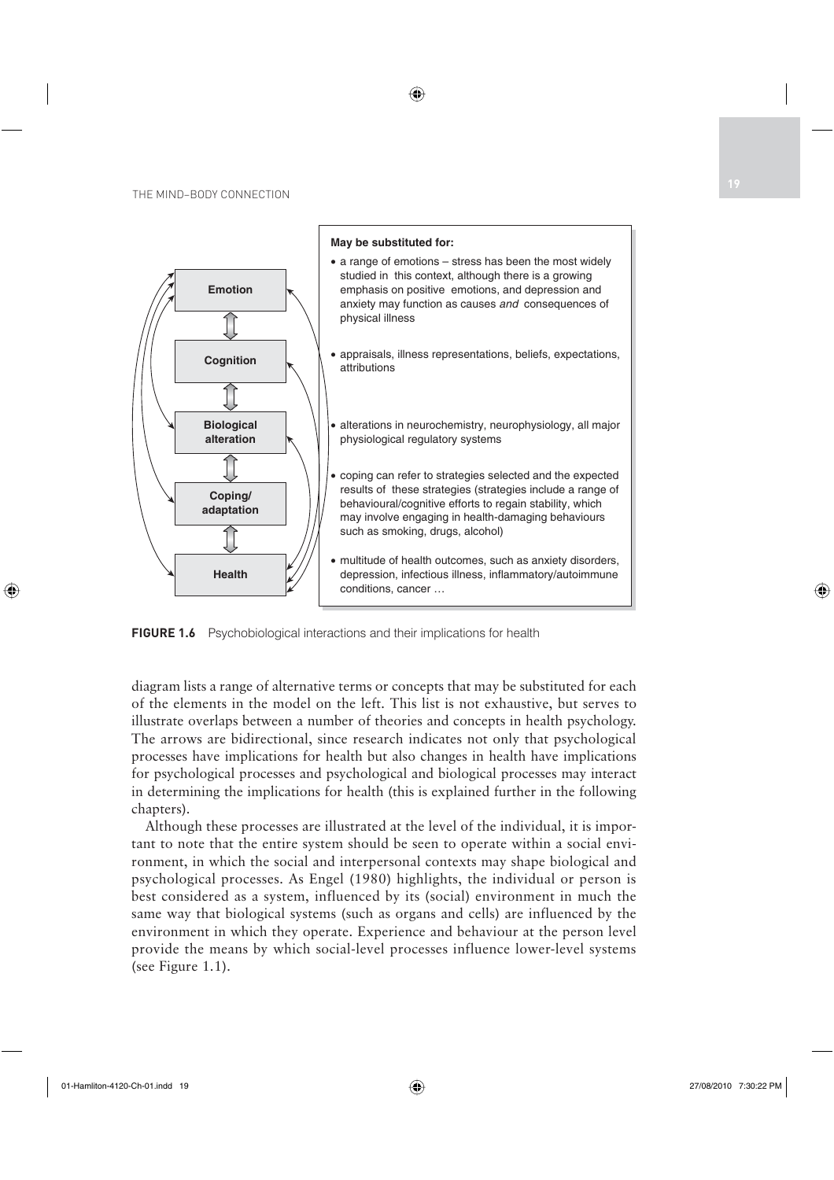| | May be substituted for: |
|---|---|
| **Emotion** | • a range of emotions – stress has been the most widely studied in this context, although there is a growing emphasis on positive emotions, and depression and anxiety may function as causes *and* consequences of physical illness |
| **Cognition** | • appraisals, illness representations, beliefs, expectations, attributions |
| **Biological alteration** | • alterations in neurochemistry, neurophysiology, all major physiological regulatory systems |
| **Coping/ adaptation** | • coping can refer to strategies selected and the expected results of these strategies (strategies include a range of behavioural/cognitive efforts to regain stability, which may involve engaging in health-damaging behaviours such as smoking, drugs, alcohol) |
| **Health** | • multitude of health outcomes, such as anxiety disorders, depression, infectious illness, inflammatory/autoimmune conditions, cancer … |

**FIGURE 1.6** Psychobiological interactions and their implications for health

diagram lists a range of alternative terms or concepts that may be substituted for each of the elements in the model on the left. This list is not exhaustive, but serves to illustrate overlaps between a number of theories and concepts in health psychology. The arrows are bidirectional, since research indicates not only that psychological processes have implications for health but also changes in health have implications for psychological processes and psychological and biological processes may interact in determining the implications for health (this is explained further in the following chapters).

Although these processes are illustrated at the level of the individual, it is important to note that the entire system should be seen to operate within a social environment, in which the social and interpersonal contexts may shape biological and psychological processes. As Engel (1980) highlights, the individual or person is best considered as a system, influenced by its (social) environment in much the same way that biological systems (such as organs and cells) are influenced by the environment in which they operate. Experience and behaviour at the person level provide the means by which social-level processes influence lower-level systems (see Figure 1.1).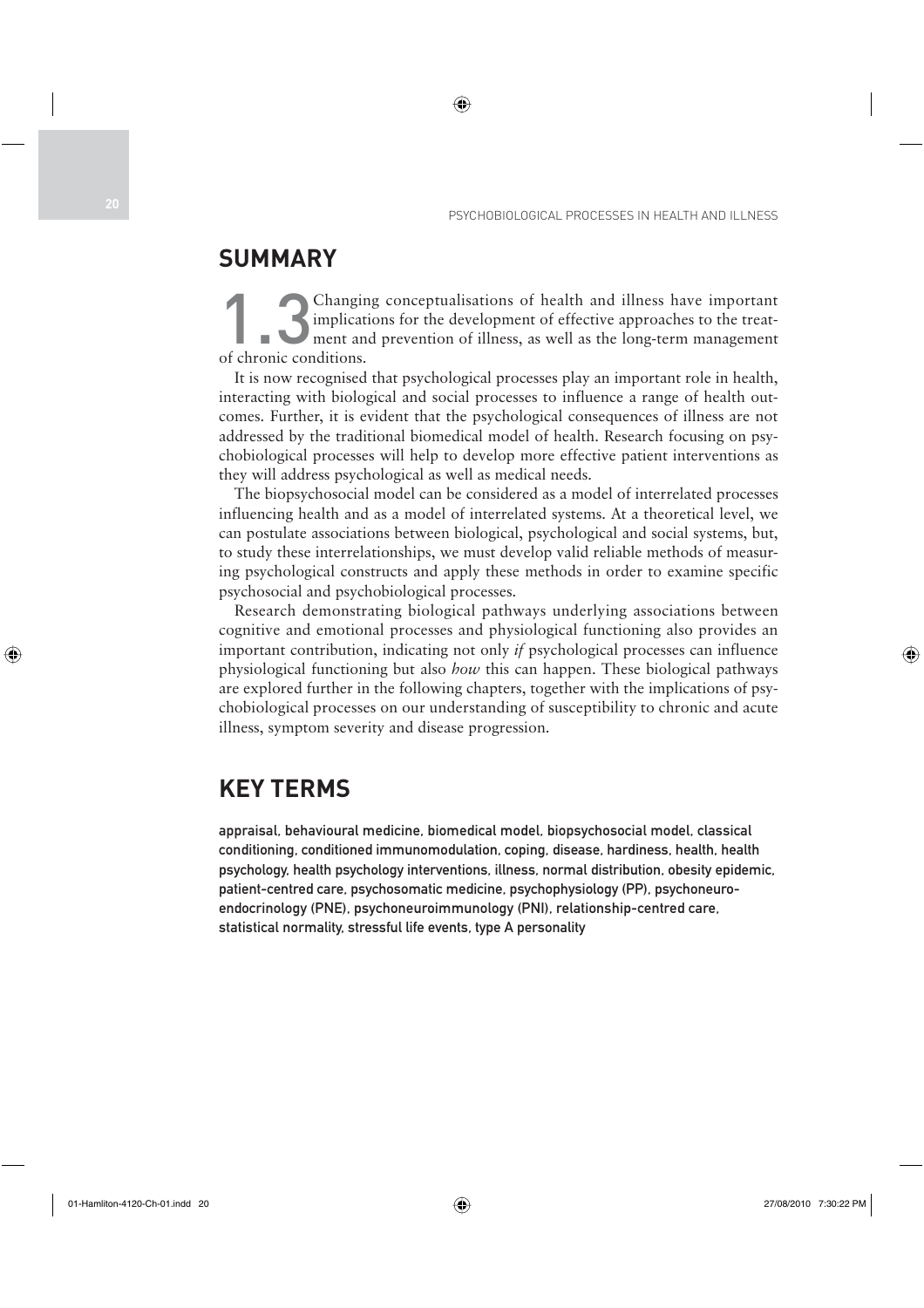## SUMMARY

1.3 Changing conceptualisations of health and illness have important implications for the development of effective approaches to the treatment and prevention of illness, as well as the long-term management of chronic conditions.

It is now recognised that psychological processes play an important role in health, interacting with biological and social processes to influence a range of health outcomes. Further, it is evident that the psychological consequences of illness are not addressed by the traditional biomedical model of health. Research focusing on psychobiological processes will help to develop more effective patient interventions as they will address psychological as well as medical needs.

The biopsychosocial model can be considered as a model of interrelated processes influencing health and as a model of interrelated systems. At a theoretical level, we can postulate associations between biological, psychological and social systems, but, to study these interrelationships, we must develop valid reliable methods of measuring psychological constructs and apply these methods in order to examine specific psychosocial and psychobiological processes.

Research demonstrating biological pathways underlying associations between cognitive and emotional processes and physiological functioning also provides an important contribution, indicating not only *if* psychological processes can influence physiological functioning but also *how* this can happen. These biological pathways are explored further in the following chapters, together with the implications of psychobiological processes on our understanding of susceptibility to chronic and acute illness, symptom severity and disease progression.

## KEY TERMS

**appraisal, behavioural medicine, biomedical model, biopsychosocial model, classical conditioning, conditioned immunomodulation, coping, disease, hardiness, health, health psychology, health psychology interventions, illness, normal distribution, obesity epidemic, patient-centred care, psychosomatic medicine, psychophysiology (PP), psychoneuroendocrinology (PNE), psychoneuroimmunology (PNI), relationship-centred care, statistical normality, stressful life events, type A personality**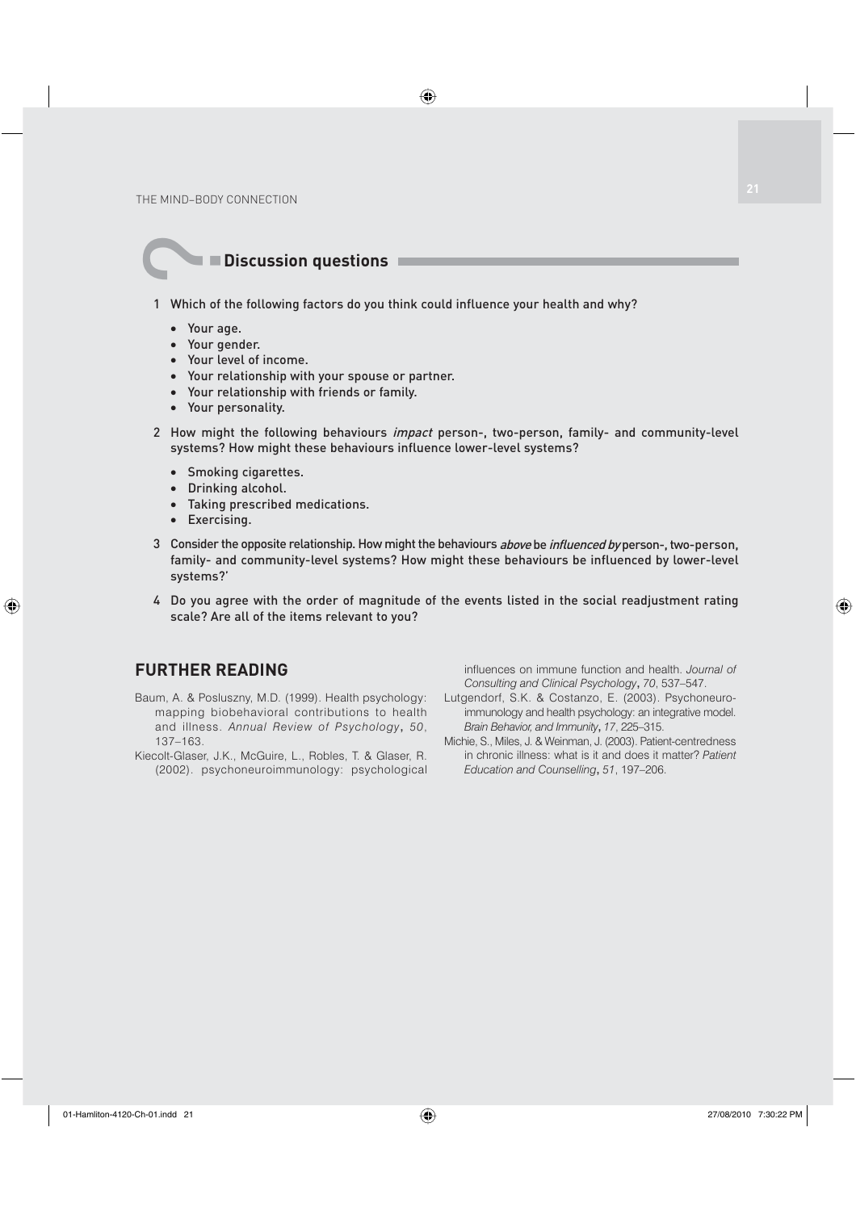## Discussion questions

1 Which of the following factors do you think could influence your health and why?

- Your age.
- Your gender.
- Your level of income.
- Your relationship with your spouse or partner.
- Your relationship with friends or family.
- Your personality.

2 How might the following behaviours *impact* person-, two-person, family- and community-level systems? How might these behaviours influence lower-level systems?

- Smoking cigarettes.
- Drinking alcohol.
- Taking prescribed medications.
- Exercising.

3 Consider the opposite relationship. How might the behaviours *above* be *influenced by* person-, two-person, family- and community-level systems? How might these behaviours be influenced by lower-level systems?'

4 Do you agree with the order of magnitude of the events listed in the social readjustment rating scale? Are all of the items relevant to you?

## FURTHER READING

Baum, A. & Posluszny, M.D. (1999). Health psychology: mapping biobehavioral contributions to health and illness. *Annual Review of Psychology*, *50*, 137–163.

Kiecolt-Glaser, J.K., McGuire, L., Robles, T. & Glaser, R. (2002). psychoneuroimmunology: psychological influences on immune function and health. *Journal of Consulting and Clinical Psychology*, *70*, 537–547.

Lutgendorf, S.K. & Costanzo, E. (2003). Psychoneuroimmunology and health psychology: an integrative model. *Brain Behavior, and Immunity*, *17*, 225–315.

Michie, S., Miles, J. & Weinman, J. (2003). Patient-centredness in chronic illness: what is it and does it matter? *Patient Education and Counselling*, *51*, 197–206.